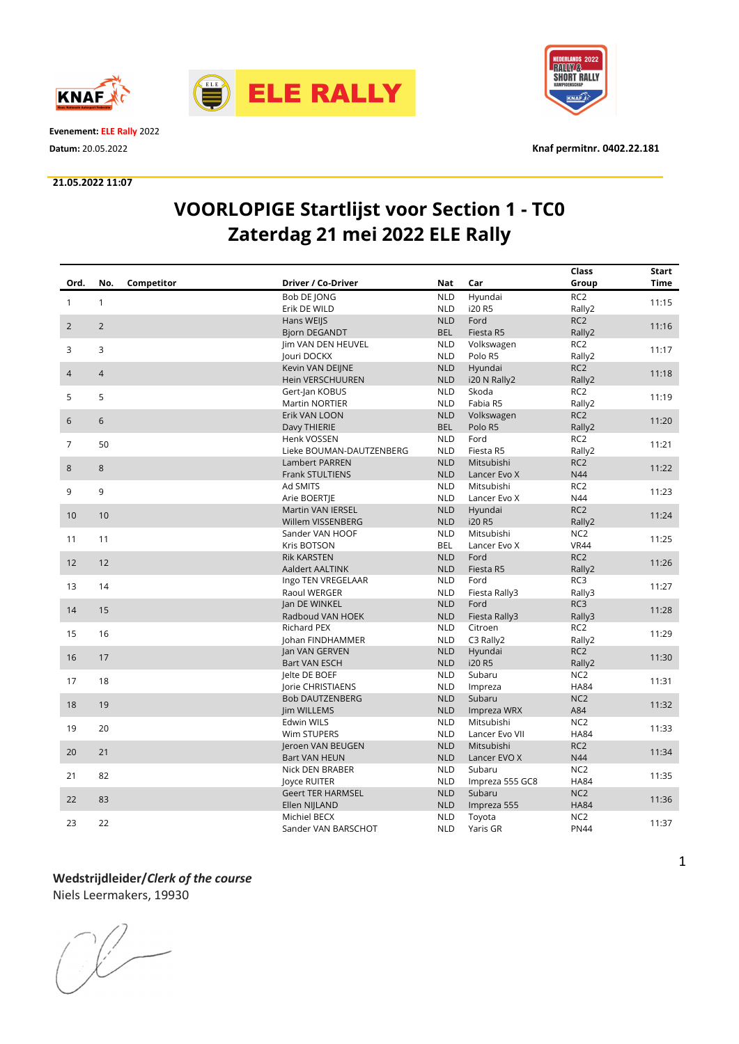**Evenement:** ELE Rally 2022

**Datum:** 20.05.2022

**Knaf permitnr. 0402.22.181**

**21.05.2022 11:07**

# VOORLOPIGE Startlijst voor Section 1 - TC0
# Zaterdag 21 mei 2022 ELE Rally

| Ord. | No. | Competitor | Driver / Co-Driver | Nat | Car | Class Group | Start Time |
|---|---|---|---|---|---|---|---|
| 1 | 1 | | Bob DE JONG<br>Erik DE WILD | NLD<br>NLD | Hyundai<br>i20 R5 | RC2<br>Rally2 | 11:15 |
| 2 | 2 | | Hans WEIJS<br>Bjorn DEGANDT | NLD<br>BEL | Ford<br>Fiesta R5 | RC2<br>Rally2 | 11:16 |
| 3 | 3 | | Jim VAN DEN HEUVEL<br>Jouri DOCKX | NLD<br>NLD | Volkswagen<br>Polo R5 | RC2<br>Rally2 | 11:17 |
| 4 | 4 | | Kevin VAN DEIJNE<br>Hein VERSCHUUREN | NLD<br>NLD | Hyundai<br>i20 N Rally2 | RC2<br>Rally2 | 11:18 |
| 5 | 5 | | Gert-Jan KOBUS<br>Martin NORTIER | NLD<br>NLD | Skoda<br>Fabia R5 | RC2<br>Rally2 | 11:19 |
| 6 | 6 | | Erik VAN LOON<br>Davy THIERIE | NLD<br>BEL | Volkswagen<br>Polo R5 | RC2<br>Rally2 | 11:20 |
| 7 | 50 | | Henk VOSSEN<br>Lieke BOUMAN-DAUTZENBERG | NLD<br>NLD | Ford<br>Fiesta R5 | RC2<br>Rally2 | 11:21 |
| 8 | 8 | | Lambert PARREN<br>Frank STULTIENS | NLD<br>NLD | Mitsubishi<br>Lancer Evo X | RC2<br>N44 | 11:22 |
| 9 | 9 | | Ad SMITS<br>Arie BOERTJE | NLD<br>NLD | Mitsubishi<br>Lancer Evo X | RC2<br>N44 | 11:23 |
| 10 | 10 | | Martin VAN IERSEL<br>Willem VISSENBERG | NLD<br>NLD | Hyundai<br>i20 R5 | RC2<br>Rally2 | 11:24 |
| 11 | 11 | | Sander VAN HOOF<br>Kris BOTSON | NLD<br>BEL | Mitsubishi<br>Lancer Evo X | NC2<br>VR44 | 11:25 |
| 12 | 12 | | Rik KARSTEN<br>Aaldert AALTINK | NLD<br>NLD | Ford<br>Fiesta R5 | RC2<br>Rally2 | 11:26 |
| 13 | 14 | | Ingo TEN VREGELAAR<br>Raoul WERGER | NLD<br>NLD | Ford<br>Fiesta Rally3 | RC3<br>Rally3 | 11:27 |
| 14 | 15 | | Jan DE WINKEL<br>Radboud VAN HOEK | NLD<br>NLD | Ford<br>Fiesta Rally3 | RC3<br>Rally3 | 11:28 |
| 15 | 16 | | Richard PEX<br>Johan FINDHAMMER | NLD<br>NLD | Citroen<br>C3 Rally2 | RC2<br>Rally2 | 11:29 |
| 16 | 17 | | Jan VAN GERVEN<br>Bart VAN ESCH | NLD<br>NLD | Hyundai<br>i20 R5 | RC2<br>Rally2 | 11:30 |
| 17 | 18 | | Jelte DE BOEF<br>Jorie CHRISTIAENS | NLD<br>NLD | Subaru<br>Impreza | NC2<br>HA84 | 11:31 |
| 18 | 19 | | Bob DAUTZENBERG<br>Jim WILLEMS | NLD<br>NLD | Subaru<br>Impreza WRX | NC2<br>A84 | 11:32 |
| 19 | 20 | | Edwin WILS<br>Wim STUPERS | NLD<br>NLD | Mitsubishi<br>Lancer Evo VII | NC2<br>HA84 | 11:33 |
| 20 | 21 | | Jeroen VAN BEUGEN<br>Bart VAN HEUN | NLD<br>NLD | Mitsubishi<br>Lancer EVO X | RC2<br>N44 | 11:34 |
| 21 | 82 | | Nick DEN BRABER<br>Joyce RUITER | NLD<br>NLD | Subaru<br>Impreza 555 GC8 | NC2<br>HA84 | 11:35 |
| 22 | 83 | | Geert TER HARMSEL<br>Ellen NIJLAND | NLD<br>NLD | Subaru<br>Impreza 555 | NC2<br>HA84 | 11:36 |
| 23 | 22 | | Michiel BECX<br>Sander VAN BARSCHOT | NLD<br>NLD | Toyota<br>Yaris GR | NC2<br>PN44 | 11:37 |

**Wedstrijdleider/*Clerk of the course***

Niels Leermakers, 19930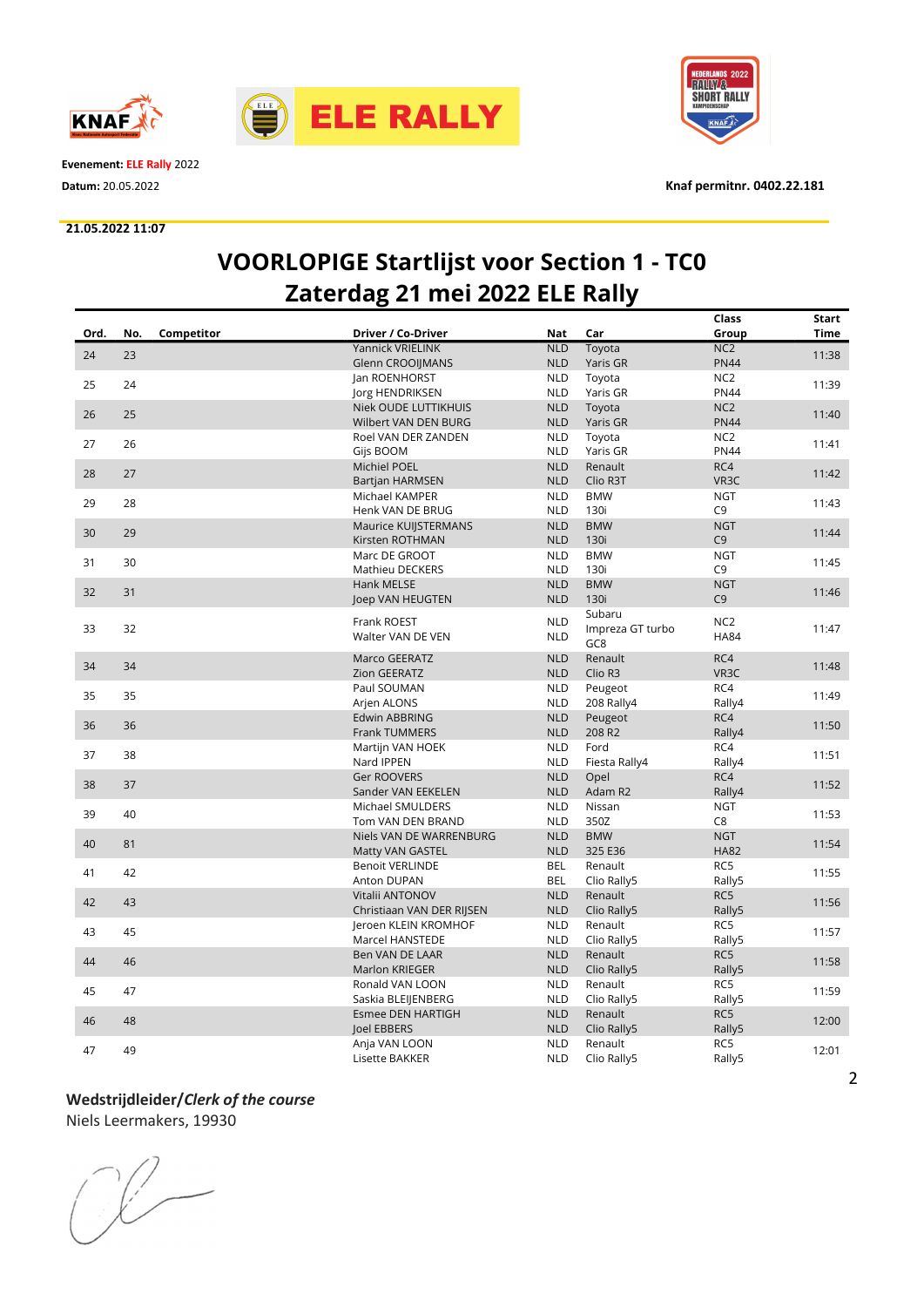**Evenement:** ELE Rally 2022

**Datum:** 20.05.2022

**Knaf permitnr. 0402.22.181**

**21.05.2022 11:07**

# VOORLOPIGE Startlijst voor Section 1 - TC0
# Zaterdag 21 mei 2022 ELE Rally

| Ord. | No. | Competitor | Driver / Co-Driver | Nat | Car | Class Group | Start Time |
|---|---|---|---|---|---|---|---|
| 24 | 23 | | Yannick VRIELINK<br>Glenn CROOIJMANS | NLD<br>NLD | Toyota<br>Yaris GR | NC2<br>PN44 | 11:38 |
| 25 | 24 | | Jan ROENHORST<br>Jorg HENDRIKSEN | NLD<br>NLD | Toyota<br>Yaris GR | NC2<br>PN44 | 11:39 |
| 26 | 25 | | Niek OUDE LUTTIKHUIS<br>Wilbert VAN DEN BURG | NLD<br>NLD | Toyota<br>Yaris GR | NC2<br>PN44 | 11:40 |
| 27 | 26 | | Roel VAN DER ZANDEN<br>Gijs BOOM | NLD<br>NLD | Toyota<br>Yaris GR | NC2<br>PN44 | 11:41 |
| 28 | 27 | | Michiel POEL<br>Bartjan HARMSEN | NLD<br>NLD | Renault<br>Clio R3T | RC4<br>VR3C | 11:42 |
| 29 | 28 | | Michael KAMPER<br>Henk VAN DE BRUG | NLD<br>NLD | BMW<br>130i | NGT<br>C9 | 11:43 |
| 30 | 29 | | Maurice KUIJSTERMANS<br>Kirsten ROTHMAN | NLD<br>NLD | BMW<br>130i | NGT<br>C9 | 11:44 |
| 31 | 30 | | Marc DE GROOT<br>Mathieu DECKERS | NLD<br>NLD | BMW<br>130i | NGT<br>C9 | 11:45 |
| 32 | 31 | | Hank MELSE<br>Joep VAN HEUGTEN | NLD<br>NLD | BMW<br>130i | NGT<br>C9 | 11:46 |
| 33 | 32 | | Frank ROEST<br>Walter VAN DE VEN | NLD<br>NLD | Subaru<br>Impreza GT turbo GC8 | NC2<br>HA84 | 11:47 |
| 34 | 34 | | Marco GEERATZ<br>Zion GEERATZ | NLD<br>NLD | Renault<br>Clio R3 | RC4<br>VR3C | 11:48 |
| 35 | 35 | | Paul SOUMAN<br>Arjen ALONS | NLD<br>NLD | Peugeot<br>208 Rally4 | RC4<br>Rally4 | 11:49 |
| 36 | 36 | | Edwin ABBRING<br>Frank TUMMERS | NLD<br>NLD | Peugeot<br>208 R2 | RC4<br>Rally4 | 11:50 |
| 37 | 38 | | Martijn VAN HOEK<br>Nard IPPEN | NLD<br>NLD | Ford<br>Fiesta Rally4 | RC4<br>Rally4 | 11:51 |
| 38 | 37 | | Ger ROOVERS<br>Sander VAN EEKELEN | NLD<br>NLD | Opel<br>Adam R2 | RC4<br>Rally4 | 11:52 |
| 39 | 40 | | Michael SMULDERS<br>Tom VAN DEN BRAND | NLD<br>NLD | Nissan<br>350Z | NGT<br>C8 | 11:53 |
| 40 | 81 | | Niels VAN DE WARRENBURG<br>Matty VAN GASTEL | NLD<br>NLD | BMW<br>325 E36 | NGT<br>HA82 | 11:54 |
| 41 | 42 | | Benoit VERLINDE<br>Anton DUPAN | BEL<br>BEL | Renault<br>Clio Rally5 | RC5<br>Rally5 | 11:55 |
| 42 | 43 | | Vitalii ANTONOV<br>Christiaan VAN DER RIJSEN | NLD<br>NLD | Renault<br>Clio Rally5 | RC5<br>Rally5 | 11:56 |
| 43 | 45 | | Jeroen KLEIN KROMHOF<br>Marcel HANSTEDE | NLD<br>NLD | Renault<br>Clio Rally5 | RC5<br>Rally5 | 11:57 |
| 44 | 46 | | Ben VAN DE LAAR<br>Marlon KRIEGER | NLD<br>NLD | Renault<br>Clio Rally5 | RC5<br>Rally5 | 11:58 |
| 45 | 47 | | Ronald VAN LOON<br>Saskia BLEIJENBERG | NLD<br>NLD | Renault<br>Clio Rally5 | RC5<br>Rally5 | 11:59 |
| 46 | 48 | | Esmee DEN HARTIGH<br>Joel EBBERS | NLD<br>NLD | Renault<br>Clio Rally5 | RC5<br>Rally5 | 12:00 |
| 47 | 49 | | Anja VAN LOON<br>Lisette BAKKER | NLD<br>NLD | Renault<br>Clio Rally5 | RC5<br>Rally5 | 12:01 |

**Wedstrijdleider/*Clerk of the course***

Niels Leermakers, 19930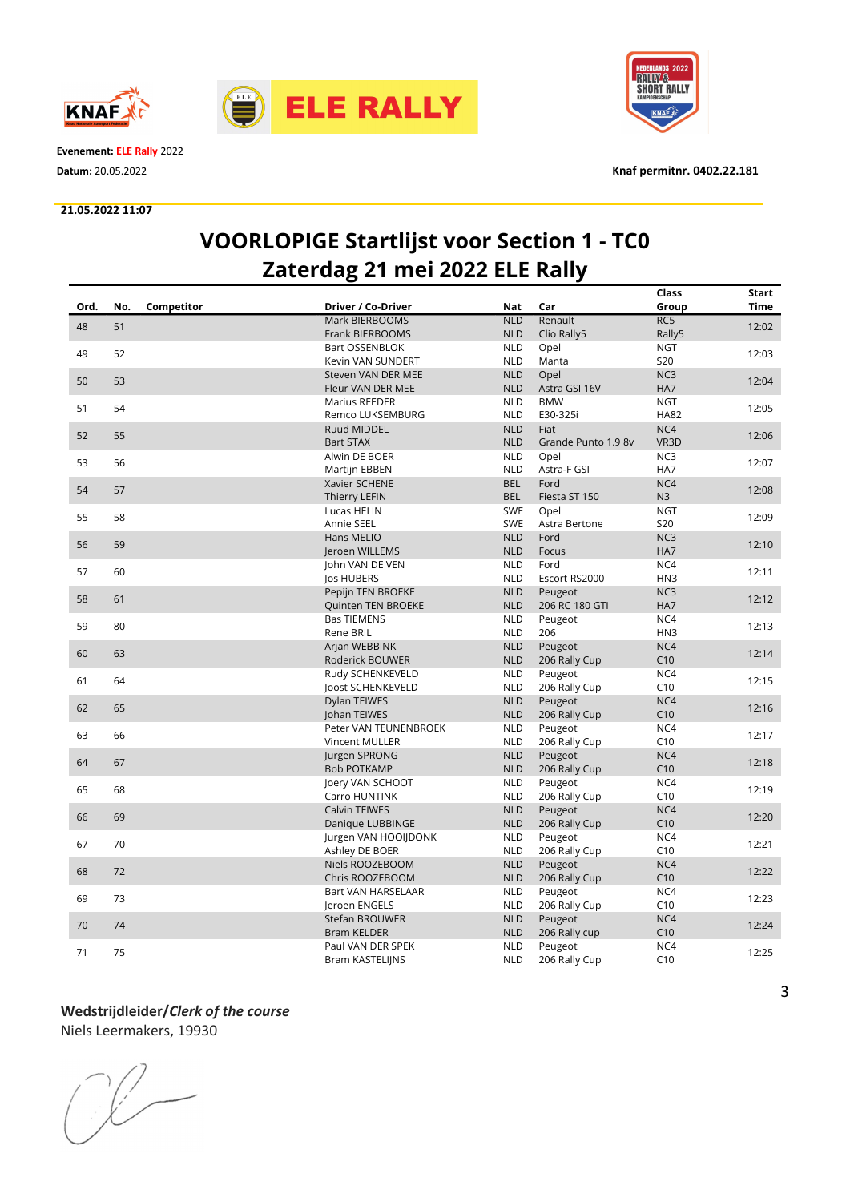**Evenement:** ELE Rally 2022

**Datum:** 20.05.2022

**Knaf permitnr. 0402.22.181**

**21.05.2022 11:07**

# VOORLOPIGE Startlijst voor Section 1 - TC0
# Zaterdag 21 mei 2022 ELE Rally

| Ord. | No. | Competitor | Driver / Co-Driver | Nat | Car | Class Group | Start Time |
|---|---|---|---|---|---|---|---|
| 48 | 51 | | Mark BIERBOOMS<br>Frank BIERBOOMS | NLD<br>NLD | Renault<br>Clio Rally5 | RC5<br>Rally5 | 12:02 |
| 49 | 52 | | Bart OSSENBLOK<br>Kevin VAN SUNDERT | NLD<br>NLD | Opel<br>Manta | NGT<br>S20 | 12:03 |
| 50 | 53 | | Steven VAN DER MEE<br>Fleur VAN DER MEE | NLD<br>NLD | Opel<br>Astra GSI 16V | NC3<br>HA7 | 12:04 |
| 51 | 54 | | Marius REEDER<br>Remco LUKSEMBURG | NLD<br>NLD | BMW<br>E30-325i | NGT<br>HA82 | 12:05 |
| 52 | 55 | | Ruud MIDDEL<br>Bart STAX | NLD<br>NLD | Fiat<br>Grande Punto 1.9 8v | NC4<br>VR3D | 12:06 |
| 53 | 56 | | Alwin DE BOER<br>Martijn EBBEN | NLD<br>NLD | Opel<br>Astra-F GSI | NC3<br>HA7 | 12:07 |
| 54 | 57 | | Xavier SCHENE<br>Thierry LEFIN | BEL<br>BEL | Ford<br>Fiesta ST 150 | NC4<br>N3 | 12:08 |
| 55 | 58 | | Lucas HELIN<br>Annie SEEL | SWE<br>SWE | Opel<br>Astra Bertone | NGT<br>S20 | 12:09 |
| 56 | 59 | | Hans MELIO<br>Jeroen WILLEMS | NLD<br>NLD | Ford<br>Focus | NC3<br>HA7 | 12:10 |
| 57 | 60 | | John VAN DE VEN<br>Jos HUBERS | NLD<br>NLD | Ford<br>Escort RS2000 | NC4<br>HN3 | 12:11 |
| 58 | 61 | | Pepijn TEN BROEKE<br>Quinten TEN BROEKE | NLD<br>NLD | Peugeot<br>206 RC 180 GTI | NC3<br>HA7 | 12:12 |
| 59 | 80 | | Bas TIEMENS<br>Rene BRIL | NLD<br>NLD | Peugeot<br>206 | NC4<br>HN3 | 12:13 |
| 60 | 63 | | Arjan WEBBINK<br>Roderick BOUWER | NLD<br>NLD | Peugeot<br>206 Rally Cup | NC4<br>C10 | 12:14 |
| 61 | 64 | | Rudy SCHENKEVELD<br>Joost SCHENKEVELD | NLD<br>NLD | Peugeot<br>206 Rally Cup | NC4<br>C10 | 12:15 |
| 62 | 65 | | Dylan TEIWES<br>Johan TEIWES | NLD<br>NLD | Peugeot<br>206 Rally Cup | NC4<br>C10 | 12:16 |
| 63 | 66 | | Peter VAN TEUNENBROEK<br>Vincent MULLER | NLD<br>NLD | Peugeot<br>206 Rally Cup | NC4<br>C10 | 12:17 |
| 64 | 67 | | Jurgen SPRONG<br>Bob POTKAMP | NLD<br>NLD | Peugeot<br>206 Rally Cup | NC4<br>C10 | 12:18 |
| 65 | 68 | | Joery VAN SCHOOT<br>Carro HUNTINK | NLD<br>NLD | Peugeot<br>206 Rally Cup | NC4<br>C10 | 12:19 |
| 66 | 69 | | Calvin TEIWES<br>Danique LUBBINGE | NLD<br>NLD | Peugeot<br>206 Rally Cup | NC4<br>C10 | 12:20 |
| 67 | 70 | | Jurgen VAN HOOIJDONK<br>Ashley DE BOER | NLD<br>NLD | Peugeot<br>206 Rally Cup | NC4<br>C10 | 12:21 |
| 68 | 72 | | Niels ROOZEBOOM<br>Chris ROOZEBOOM | NLD<br>NLD | Peugeot<br>206 Rally Cup | NC4<br>C10 | 12:22 |
| 69 | 73 | | Bart VAN HARSELAAR<br>Jeroen ENGELS | NLD<br>NLD | Peugeot<br>206 Rally Cup | NC4<br>C10 | 12:23 |
| 70 | 74 | | Stefan BROUWER<br>Bram KELDER | NLD<br>NLD | Peugeot<br>206 Rally cup | NC4<br>C10 | 12:24 |
| 71 | 75 | | Paul VAN DER SPEK<br>Bram KASTELIJNS | NLD<br>NLD | Peugeot<br>206 Rally Cup | NC4<br>C10 | 12:25 |

**Wedstrijdleider/*Clerk of the course***

Niels Leermakers, 19930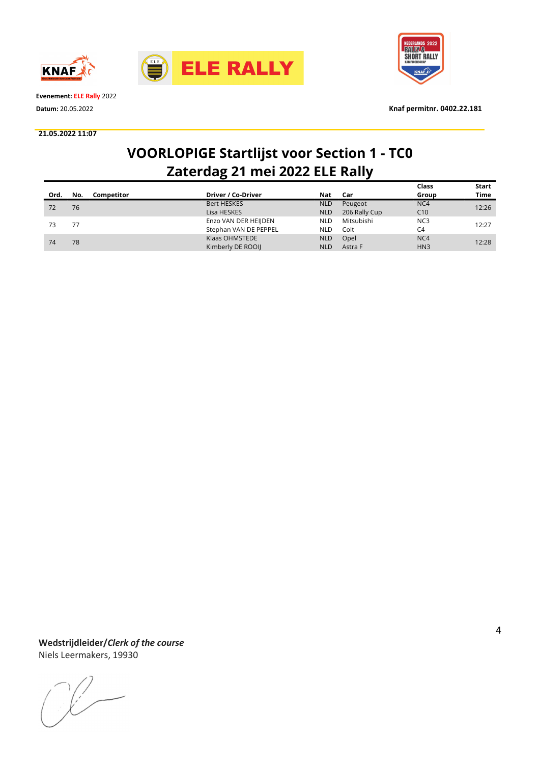**Evenement:** ELE Rally 2022

**Datum:** 20.05.2022

**Knaf permitnr. 0402.22.181**

**21.05.2022 11:07**

# VOORLOPIGE Startlijst voor Section 1 - TC0
# Zaterdag 21 mei 2022 ELE Rally

| Ord. | No. | Competitor | Driver / Co-Driver | Nat | Car | Class Group | Start Time |
|---|---|---|---|---|---|---|---|
| 72 | 76 | | Bert HESKES | NLD | Peugeot | NC4 | 12:26 |
| | | | Lisa HESKES | NLD | 206 Rally Cup | C10 | |
| 73 | 77 | | Enzo VAN DER HEIJDEN | NLD | Mitsubishi | NC3 | 12:27 |
| | | | Stephan VAN DE PEPPEL | NLD | Colt | C4 | |
| 74 | 78 | | Klaas OHMSTEDE | NLD | Opel | NC4 | 12:28 |
| | | | Kimberly DE ROOIJ | NLD | Astra F | HN3 | |

**Wedstrijdleider/*Clerk of the course***
Niels Leermakers, 19930